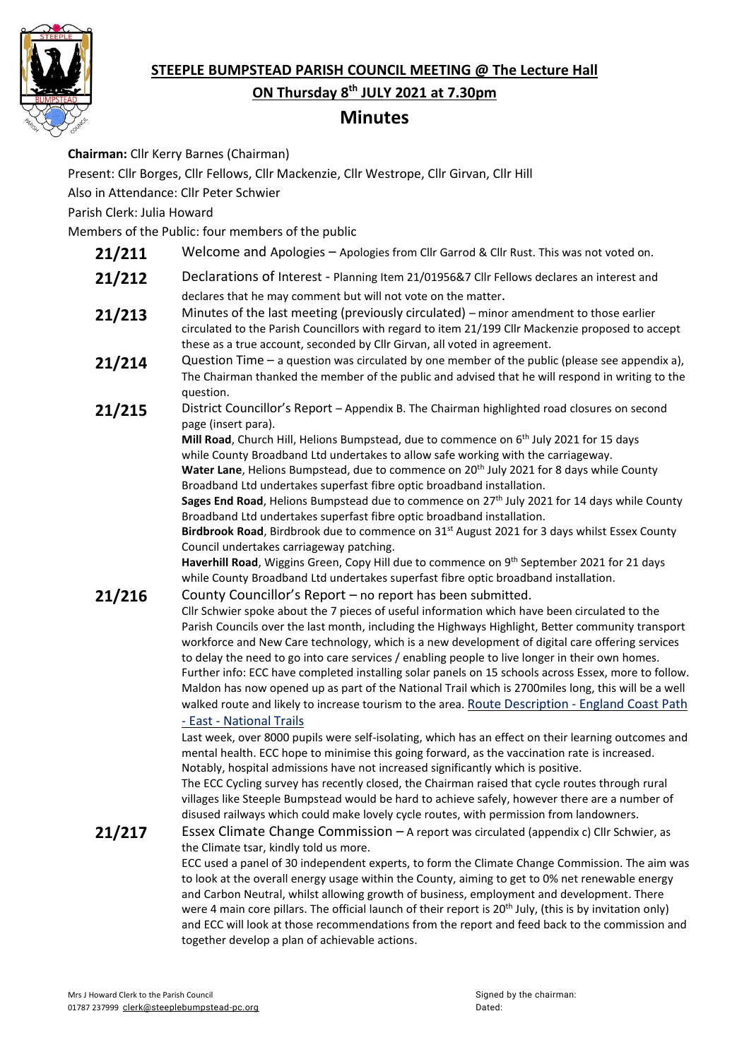**STEEPLE BUMPSTEAD PARISH COUNCIL MEETING @ The Lecture Hall**

**ON Thursday 8th JULY 2021 at 7.30pm**

# Minutes

**Chairman:** Cllr Kerry Barnes (Chairman)

Present: Cllr Borges, Cllr Fellows, Cllr Mackenzie, Cllr Westrope, Cllr Girvan, Cllr Hill

Also in Attendance: Cllr Peter Schwier

Parish Clerk: Julia Howard

Members of the Public: four members of the public

**21/211** Welcome and Apologies – Apologies from Cllr Garrod & Cllr Rust. This was not voted on.

**21/212** Declarations of Interest - Planning Item 21/01956&7 Cllr Fellows declares an interest and declares that he may comment but will not vote on the matter.

**21/213** Minutes of the last meeting (previously circulated) – minor amendment to those earlier circulated to the Parish Councillors with regard to item 21/199 Cllr Mackenzie proposed to accept these as a true account, seconded by Cllr Girvan, all voted in agreement.

**21/214** Question Time – a question was circulated by one member of the public (please see appendix a), The Chairman thanked the member of the public and advised that he will respond in writing to the question.

**21/215** District Councillor's Report – Appendix B. The Chairman highlighted road closures on second page (insert para).

**Mill Road**, Church Hill, Helions Bumpstead, due to commence on 6th July 2021 for 15 days while County Broadband Ltd undertakes to allow safe working with the carriageway.

**Water Lane**, Helions Bumpstead, due to commence on 20th July 2021 for 8 days while County Broadband Ltd undertakes superfast fibre optic broadband installation.

**Sages End Road**, Helions Bumpstead due to commence on 27th July 2021 for 14 days while County Broadband Ltd undertakes superfast fibre optic broadband installation.

**Birdbrook Road**, Birdbrook due to commence on 31st August 2021 for 3 days whilst Essex County Council undertakes carriageway patching.

**Haverhill Road**, Wiggins Green, Copy Hill due to commence on 9th September 2021 for 21 days while County Broadband Ltd undertakes superfast fibre optic broadband installation.

**21/216** County Councillor's Report – no report has been submitted.

Cllr Schwier spoke about the 7 pieces of useful information which have been circulated to the Parish Councils over the last month, including the Highways Highlight, Better community transport workforce and New Care technology, which is a new development of digital care offering services to delay the need to go into care services / enabling people to live longer in their own homes.

Further info: ECC have completed installing solar panels on 15 schools across Essex, more to follow. Maldon has now opened up as part of the National Trail which is 2700miles long, this will be a well walked route and likely to increase tourism to the area. [Route Description - England Coast Path - East - National Trails]

Last week, over 8000 pupils were self-isolating, which has an effect on their learning outcomes and mental health. ECC hope to minimise this going forward, as the vaccination rate is increased. Notably, hospital admissions have not increased significantly which is positive.

The ECC Cycling survey has recently closed, the Chairman raised that cycle routes through rural villages like Steeple Bumpstead would be hard to achieve safely, however there are a number of disused railways which could make lovely cycle routes, with permission from landowners.

**21/217** Essex Climate Change Commission – A report was circulated (appendix c) Cllr Schwier, as the Climate tsar, kindly told us more.

ECC used a panel of 30 independent experts, to form the Climate Change Commission. The aim was to look at the overall energy usage within the County, aiming to get to 0% net renewable energy and Carbon Neutral, whilst allowing growth of business, employment and development. There were 4 main core pillars. The official launch of their report is 20th July, (this is by invitation only) and ECC will look at those recommendations from the report and feed back to the commission and together develop a plan of achievable actions.

Mrs J Howard Clerk to the Parish Council
01787 237999 clerk@steeplebumpstead-pc.org

Signed by the chairman:
Dated: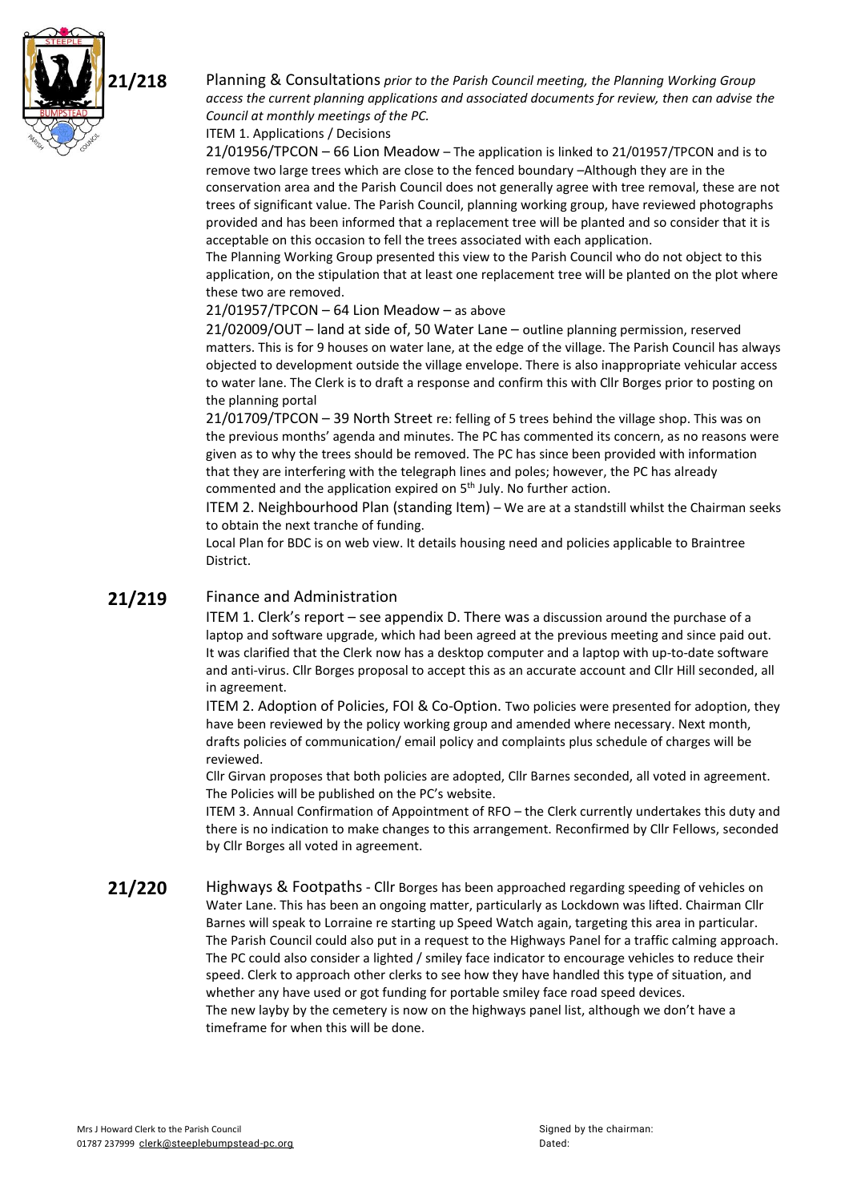**21/218** Planning & Consultations *prior to the Parish Council meeting, the Planning Working Group access the current planning applications and associated documents for review, then can advise the Council at monthly meetings of the PC.*

ITEM 1. Applications / Decisions

21/01956/TPCON – 66 Lion Meadow – The application is linked to 21/01957/TPCON and is to remove two large trees which are close to the fenced boundary –Although they are in the conservation area and the Parish Council does not generally agree with tree removal, these are not trees of significant value. The Parish Council, planning working group, have reviewed photographs provided and has been informed that a replacement tree will be planted and so consider that it is acceptable on this occasion to fell the trees associated with each application.

The Planning Working Group presented this view to the Parish Council who do not object to this application, on the stipulation that at least one replacement tree will be planted on the plot where these two are removed.

21/01957/TPCON – 64 Lion Meadow – as above

21/02009/OUT – land at side of, 50 Water Lane – outline planning permission, reserved matters. This is for 9 houses on water lane, at the edge of the village. The Parish Council has always objected to development outside the village envelope. There is also inappropriate vehicular access to water lane. The Clerk is to draft a response and confirm this with Cllr Borges prior to posting on the planning portal

21/01709/TPCON – 39 North Street re: felling of 5 trees behind the village shop. This was on the previous months' agenda and minutes. The PC has commented its concern, as no reasons were given as to why the trees should be removed. The PC has since been provided with information that they are interfering with the telegraph lines and poles; however, the PC has already commented and the application expired on 5th July. No further action.

ITEM 2. Neighbourhood Plan (standing Item) – We are at a standstill whilst the Chairman seeks to obtain the next tranche of funding.

Local Plan for BDC is on web view. It details housing need and policies applicable to Braintree District.

**21/219** Finance and Administration

ITEM 1. Clerk's report – see appendix D. There was a discussion around the purchase of a laptop and software upgrade, which had been agreed at the previous meeting and since paid out. It was clarified that the Clerk now has a desktop computer and a laptop with up-to-date software and anti-virus. Cllr Borges proposal to accept this as an accurate account and Cllr Hill seconded, all in agreement.

ITEM 2. Adoption of Policies, FOI & Co-Option. Two policies were presented for adoption, they have been reviewed by the policy working group and amended where necessary. Next month, drafts policies of communication/ email policy and complaints plus schedule of charges will be reviewed.

Cllr Girvan proposes that both policies are adopted, Cllr Barnes seconded, all voted in agreement. The Policies will be published on the PC's website.

ITEM 3. Annual Confirmation of Appointment of RFO – the Clerk currently undertakes this duty and there is no indication to make changes to this arrangement. Reconfirmed by Cllr Fellows, seconded by Cllr Borges all voted in agreement.

**21/220** Highways & Footpaths - Cllr Borges has been approached regarding speeding of vehicles on Water Lane. This has been an ongoing matter, particularly as Lockdown was lifted. Chairman Cllr Barnes will speak to Lorraine re starting up Speed Watch again, targeting this area in particular. The Parish Council could also put in a request to the Highways Panel for a traffic calming approach. The PC could also consider a lighted / smiley face indicator to encourage vehicles to reduce their speed. Clerk to approach other clerks to see how they have handled this type of situation, and whether any have used or got funding for portable smiley face road speed devices.

The new layby by the cemetery is now on the highways panel list, although we don't have a timeframe for when this will be done.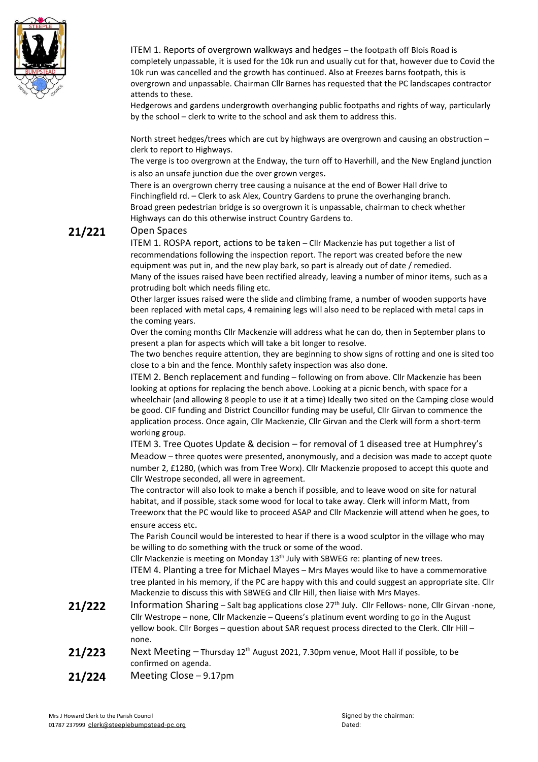ITEM 1. Reports of overgrown walkways and hedges – the footpath off Blois Road is completely unpassable, it is used for the 10k run and usually cut for that, however due to Covid the 10k run was cancelled and the growth has continued. Also at Freezes barns footpath, this is overgrown and unpassable. Chairman Cllr Barnes has requested that the PC landscapes contractor attends to these.

Hedgerows and gardens undergrowth overhanging public footpaths and rights of way, particularly by the school – clerk to write to the school and ask them to address this.

North street hedges/trees which are cut by highways are overgrown and causing an obstruction – clerk to report to Highways.

The verge is too overgrown at the Endway, the turn off to Haverhill, and the New England junction is also an unsafe junction due the over grown verges.

There is an overgrown cherry tree causing a nuisance at the end of Bower Hall drive to Finchingfield rd. – Clerk to ask Alex, Country Gardens to prune the overhanging branch.

Broad green pedestrian bridge is so overgrown it is unpassable, chairman to check whether Highways can do this otherwise instruct Country Gardens to.

**21/221** Open Spaces

ITEM 1. ROSPA report, actions to be taken – Cllr Mackenzie has put together a list of recommendations following the inspection report. The report was created before the new equipment was put in, and the new play bark, so part is already out of date / remedied.

Many of the issues raised have been rectified already, leaving a number of minor items, such as a protruding bolt which needs filing etc.

Other larger issues raised were the slide and climbing frame, a number of wooden supports have been replaced with metal caps, 4 remaining legs will also need to be replaced with metal caps in the coming years.

Over the coming months Cllr Mackenzie will address what he can do, then in September plans to present a plan for aspects which will take a bit longer to resolve.

The two benches require attention, they are beginning to show signs of rotting and one is sited too close to a bin and the fence. Monthly safety inspection was also done.

ITEM 2. Bench replacement and funding – following on from above. Cllr Mackenzie has been looking at options for replacing the bench above. Looking at a picnic bench, with space for a wheelchair (and allowing 8 people to use it at a time) Ideally two sited on the Camping close would be good. CIF funding and District Councillor funding may be useful, Cllr Girvan to commence the application process. Once again, Cllr Mackenzie, Cllr Girvan and the Clerk will form a short-term working group.

ITEM 3. Tree Quotes Update & decision – for removal of 1 diseased tree at Humphrey's Meadow – three quotes were presented, anonymously, and a decision was made to accept quote number 2, £1280, (which was from Tree Worx). Cllr Mackenzie proposed to accept this quote and Cllr Westrope seconded, all were in agreement.

The contractor will also look to make a bench if possible, and to leave wood on site for natural habitat, and if possible, stack some wood for local to take away. Clerk will inform Matt, from Treeworx that the PC would like to proceed ASAP and Cllr Mackenzie will attend when he goes, to ensure access etc.

The Parish Council would be interested to hear if there is a wood sculptor in the village who may be willing to do something with the truck or some of the wood.

Cllr Mackenzie is meeting on Monday 13th July with SBWEG re: planting of new trees.

ITEM 4. Planting a tree for Michael Mayes – Mrs Mayes would like to have a commemorative tree planted in his memory, if the PC are happy with this and could suggest an appropriate site. Cllr Mackenzie to discuss this with SBWEG and Cllr Hill, then liaise with Mrs Mayes.

**21/222** Information Sharing – Salt bag applications close 27th July. Cllr Fellows- none, Cllr Girvan -none, Cllr Westrope – none, Cllr Mackenzie – Queens's platinum event wording to go in the August yellow book. Cllr Borges – question about SAR request process directed to the Clerk. Cllr Hill – none.

**21/223** Next Meeting – Thursday 12th August 2021, 7.30pm venue, Moot Hall if possible, to be confirmed on agenda.

**21/224** Meeting Close – 9.17pm

Mrs J Howard Clerk to the Parish Council
01787 237999 clerk@steeplebumpstead-pc.org

Signed by the chairman:
Dated: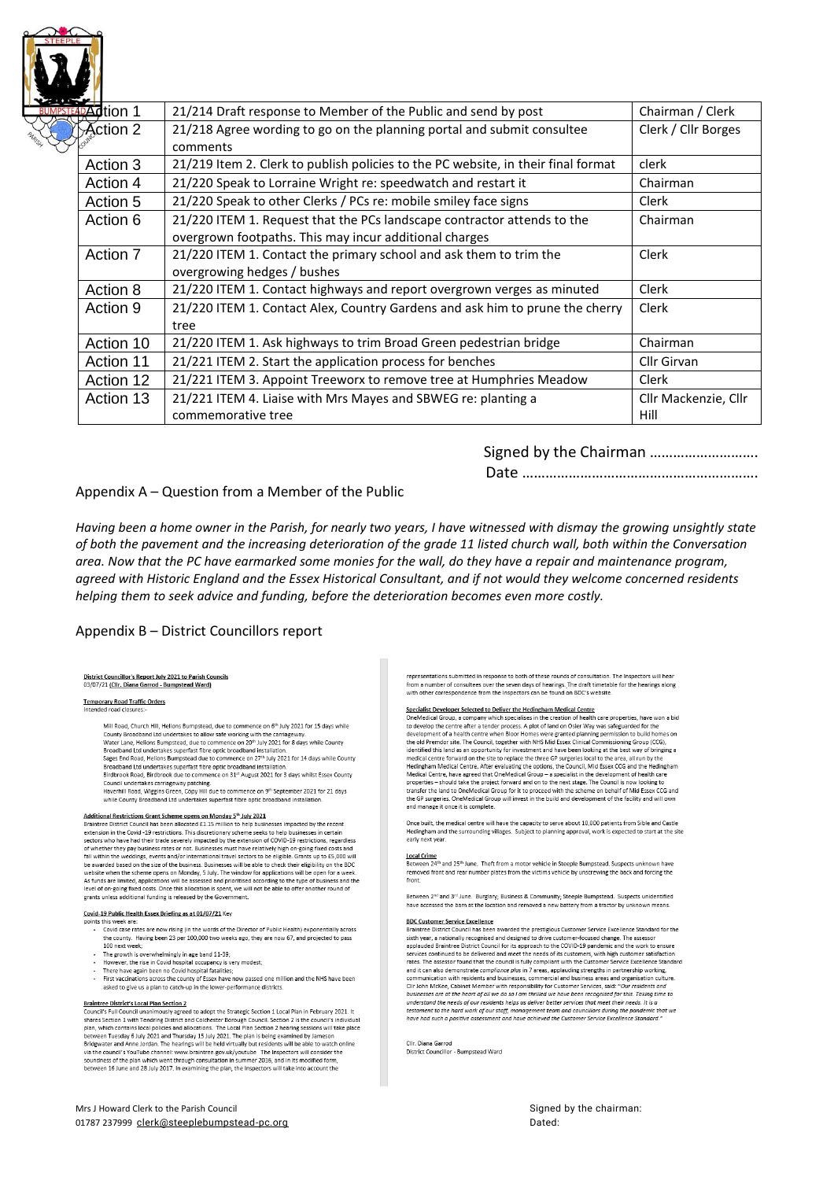| Action | Item | Responsible |
|---|---|---|
| Action 1 | 21/214 Draft response to Member of the Public and send by post | Chairman / Clerk |
| Action 2 | 21/218 Agree wording to go on the planning portal and submit consultee comments | Clerk / Cllr Borges |
| Action 3 | 21/219 Item 2. Clerk to publish policies to the PC website, in their final format | clerk |
| Action 4 | 21/220 Speak to Lorraine Wright re: speedwatch and restart it | Chairman |
| Action 5 | 21/220 Speak to other Clerks / PCs re: mobile smiley face signs | Clerk |
| Action 6 | 21/220 ITEM 1. Request that the PCs landscape contractor attends to the overgrown footpaths. This may incur additional charges | Chairman |
| Action 7 | 21/220 ITEM 1. Contact the primary school and ask them to trim the overgrowing hedges / bushes | Clerk |
| Action 8 | 21/220 ITEM 1. Contact highways and report overgrown verges as minuted | Clerk |
| Action 9 | 21/220 ITEM 1. Contact Alex, Country Gardens and ask him to prune the cherry tree | Clerk |
| Action 10 | 21/220 ITEM 1. Ask highways to trim Broad Green pedestrian bridge | Chairman |
| Action 11 | 21/221 ITEM 2. Start the application process for benches | Cllr Girvan |
| Action 12 | 21/221 ITEM 3. Appoint Treeworx to remove tree at Humphries Meadow | Clerk |
| Action 13 | 21/221 ITEM 4. Liaise with Mrs Mayes and SBWEG re: planting a commemorative tree | Cllr Mackenzie, Cllr Hill |

Signed by the Chairman ……………………….

Date …………………………………………………….

## Appendix A – Question from a Member of the Public

*Having been a home owner in the Parish, for nearly two years, I have witnessed with dismay the growing unsightly state of both the pavement and the increasing deterioration of the grade 11 listed church wall, both within the Conversation area. Now that the PC have earmarked some monies for the wall, do they have a repair and maintenance program, agreed with Historic England and the Essex Historical Consultant, and if not would they welcome concerned residents helping them to seek advice and funding, before the deterioration becomes even more costly.*

## Appendix B – District Councillors report

**District Councillor's Report July 2021 to Parish Councils**
03/07/21 (Cllr. Diana Garrod - Bumpstead Ward)

**Temporary Road Traffic Orders**
Intended road closures:-

Mill Road, Church Hill, Helions Bumpstead, due to commence on 6th July 2021 for 15 days while County Broadband Ltd undertakes to allow safe working with the carriageway.
Water Lane, Helions Bumpstead, due to commence on 20th July 2021 for 8 days while County Broadband Ltd undertakes superfast fibre optic broadband installation.
Sages End Road, Helions Bumpstead due to commence on 27th July 2021 for 14 days whilst County Broadband Ltd undertakes superfast fibre optic broadband installation.
Birdbrook Road, Birdbrook due to commence on 31st August 2021 for 3 days whilst Essex County Council undertakes carriageway patching.
Haverhill Road, Wiggins Green, Copy Hill due to commence on 9th September 2021 for 21 days while County Broadband Ltd undertakes superfast fibre optic broadband installation.

**Additional Restrictions Grant Scheme opens on Monday 5th July 2021**
Braintree District Council has been allocated £1.15 million to help businesses impacted by the recent extension in the Covid -19 restrictions. This discretionary scheme seeks to help businesses in certain sectors who have had their trade severely impacted by the extension of COVID-19 restrictions, regardless of whether they pay business rates or not. Businesses must have relatively high on-going fixed costs and fall within the weddings, events and/or international travel sectors to be eligible. Grants up to £5,000 will be awarded based on the size of the business. Businesses will be able to check their eligibility on the BDC website when the scheme opens on Monday, 5 July. The window for applications will be open for a week. As funds are limited, applications will be assessed and prioritised according to the type of business and the level of on-going fixed costs. Once this allocation is spent, we will not be able to offer another round of grants unless additional funding is released by the Government.

**Covid 19 Public Health Essex Briefing as at 01/07/21** Key points this week are:

- Covid case rates are now rising (in the words of the Director of Public Health) exponentially across the county. Having been 23 per 100,000 two weeks ago, they are now 67, and projected to pass 100 next week;
- The growth is overwhelmingly in age band 11-39;
- However, the rise in Covid hospital occupancy is very modest;
- There have again been no Covid hospital fatalities;
- First vaccinations across the county of Essex have now passed one million and the NHS have been asked to give us a plan to catch-up in the lower-performance districts.

**Braintree District's Local Plan Section 2**
Council's Full Council unanimously agreed to adopt the Strategic Section 1 Local Plan in February 2021. It shares Section 1 with Tendring District and Colchester Borough Council. Section 2 is the council's individual plan, which contains local policies and allocations. The Local Plan Section 2 hearing sessions will take place between Tuesday 6 July 2021 and Thursday 15 July 2021. The plan is being examined by Jameson Bridgwater and Anne Jordan. The hearings will be held virtually but residents will be able to watch online via the council's YouTube channel: www.braintree.gov.uk/youtube The Inspectors will consider the soundness of the plan which went through consultation in summer 2016, and in its modified form, between 16 June and 28 July 2017. In examining the plan, the Inspectors will take into account the representations submitted in response to both of these rounds of consultation. The Inspectors will hear from a number of consultees over the seven days of hearings. The draft timetable for the hearings along with other correspondence from the Inspectors can be found on BDC's website.

**Specialist Developer Selected to Deliver the Hedingham Medical Centre**
OneMedical Group, a company which specialises in the creation of health care properties, have won a bid to develop the centre after a tender process. A plot of land on Osler Way was safeguarded for the development of a health centre when Bloor Homes were granted planning permission to build homes on the old Premdor site. The Council, together with NHS Mid Essex Clinical Commissioning Group (CCG), identified this land as an opportunity for investment and have been looking at the best way of bringing a medical centre forward on the site to replace the three GP surgeries local to the area, all run by the Hedingham Medical Centre. After evaluating the options, the Council, Mid Essex CCG and the Hedingham Medical Centre, have agreed that OneMedical Group – a specialist in the development of health care properties – should take the project forward and on to the next stage. The Council is now looking to transfer the land to OneMedical Group for it to proceed with the scheme on behalf of Mid Essex CCG and the GP surgeries. OneMedical Group will invest in the build and development of the facility and will own and manage it once it is complete.

Once built, the medical centre will have the capacity to serve about 10,000 patients from Sible and Castle Hedingham and the surrounding villages. Subject to planning approval, work is expected to start at the site early next year.

**Local Crime**
Between 24th and 25th June. Theft from a motor vehicle in Steeple Bumpstead. Suspects unknown have removed front and rear number plates from the victims vehicle by unscrewing the back and forcing the front.

Between 2nd and 3rd June. Burglary; Business & Community; Steeple Bumpstead. Suspects unidentified have accessed the barn at the location and removed a new battery from a tractor by unknown means.

**BDC Customer Service Excellence**
Braintree District Council has been awarded the prestigious Customer Service Excellence Standard for the sixth year, a nationally recognised and designed to drive customer-focused change. The assessor applauded Braintree District Council for its approach to the COVID-19 pandemic and the work to ensure services continued to be delivered and meet the needs of its customers, with high customer satisfaction rates. The assessor found that the council is fully compliant with the Customer Service Excellence Standard and it can also demonstrate *compliance plus* in 7 areas, applauding strengths in partnership working, communication with residents and businesses, commercial and business areas and organisation culture. Cllr John McKee, Cabinet Member with responsibility for Customer Services, said: *"Our residents and businesses are at the heart of all we do so I am thrilled we have been recognised for this. Taking time to understand the needs of our residents helps us deliver better services that meet their needs. It is a testament to the hard work of our staff, management team and councillors during the pandemic that we have had such a positive assessment and have achieved the Customer Service Excellence Standard."*

Cllr. Diana Garrod
District Councillor - Bumpstead Ward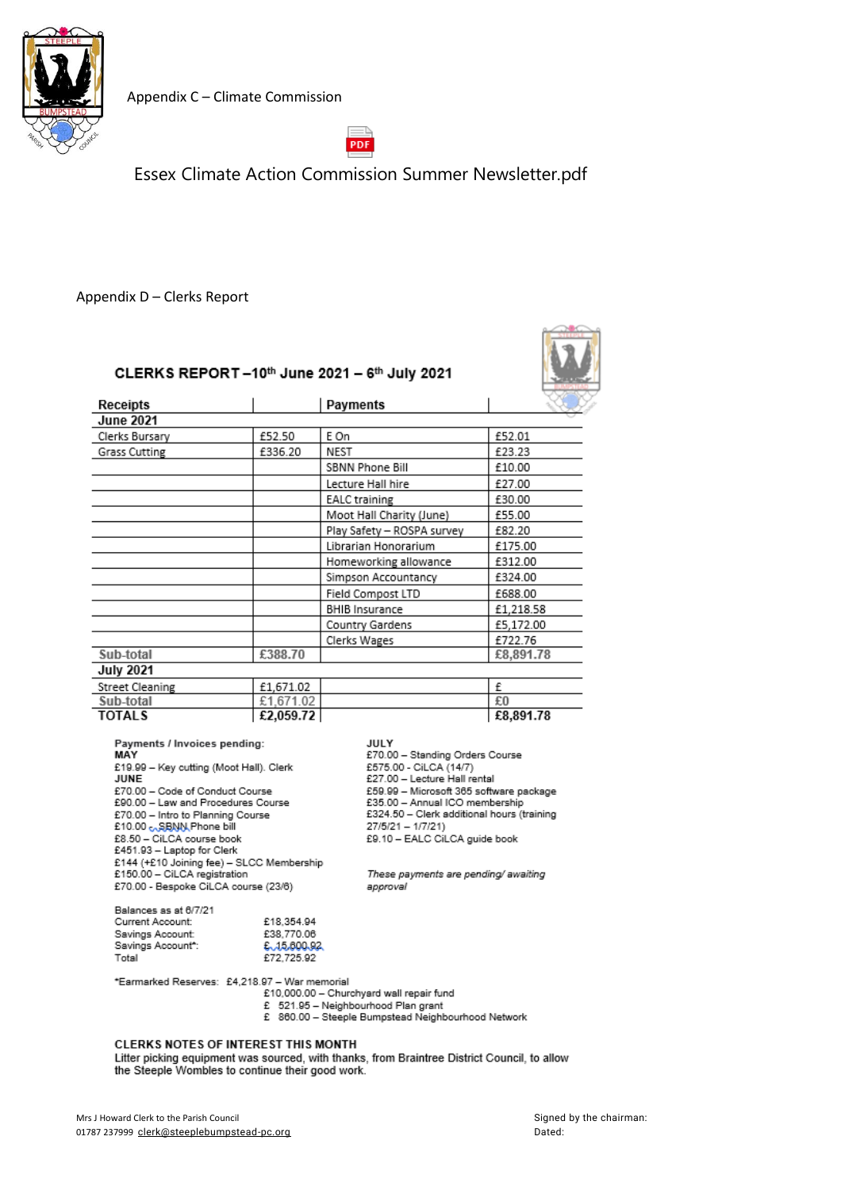Appendix C – Climate Commission

Essex Climate Action Commission Summer Newsletter.pdf

Appendix D – Clerks Report

## CLERKS REPORT –10th June 2021 – 6th July 2021

| Receipts | | Payments | |
|---|---|---|---|
| **June 2021** | | | |
| Clerks Bursary | £52.50 | E On | £52.01 |
| Grass Cutting | £336.20 | NEST | £23.23 |
| | | SBNN Phone Bill | £10.00 |
| | | Lecture Hall hire | £27.00 |
| | | EALC training | £30.00 |
| | | Moot Hall Charity (June) | £55.00 |
| | | Play Safety – ROSPA survey | £82.20 |
| | | Librarian Honorarium | £175.00 |
| | | Homeworking allowance | £312.00 |
| | | Simpson Accountancy | £324.00 |
| | | Field Compost LTD | £688.00 |
| | | BHIB Insurance | £1,218.58 |
| | | Country Gardens | £5,172.00 |
| | | Clerks Wages | £722.76 |
| Sub-total | £388.70 | | £8,891.78 |
| **July 2021** | | | |
| Street Cleaning | £1,671.02 | | £ |
| Sub-total | £1,671.02 | | £0 |
| **TOTALS** | **£2,059.72** | | **£8,891.78** |

**Payments / Invoices pending:**

**MAY**
£19.99 – Key cutting (Moot Hall). Clerk

**JUNE**
£70.00 – Code of Conduct Course
£90.00 – Law and Procedures Course
£70.00 – Intro to Planning Course
£10.00 – SBNN Phone bill
£8.50 – CiLCA course book
£451.93 – Laptop for Clerk
£144 (+£10 Joining fee) – SLCC Membership
£150.00 – CiLCA registration
£70.00 - Bespoke CiLCA course (23/6)

**JULY**
£70.00 – Standing Orders Course
£575.00 - CiLCA (14/7)
£27.00 – Lecture Hall rental
£59.99 – Microsoft 365 software package
£35.00 – Annual ICO membership
£324.50 – Clerk additional hours (training 27/5/21 – 1/7/21)
£9.10 – EALC CiLCA guide book

*These payments are pending/ awaiting approval*

Balances as at 6/7/21

| | |
|---|---|
| Current Account: | £18,354.94 |
| Savings Account: | £38,770.06 |
| Savings Account*: | £ 15,600.92 |
| Total | £72,725.92 |

*Earmarked Reserves: £4,218.97 – War memorial
£10,000.00 – Churchyard wall repair fund
£ 521.95 – Neighbourhood Plan grant
£ 860.00 – Steeple Bumpstead Neighbourhood Network

### CLERKS NOTES OF INTEREST THIS MONTH

Litter picking equipment was sourced, with thanks, from Braintree District Council, to allow the Steeple Wombles to continue their good work.

Mrs J Howard Clerk to the Parish Council
01787 237999 clerk@steeplebumpstead-pc.org

Signed by the chairman:
Dated: